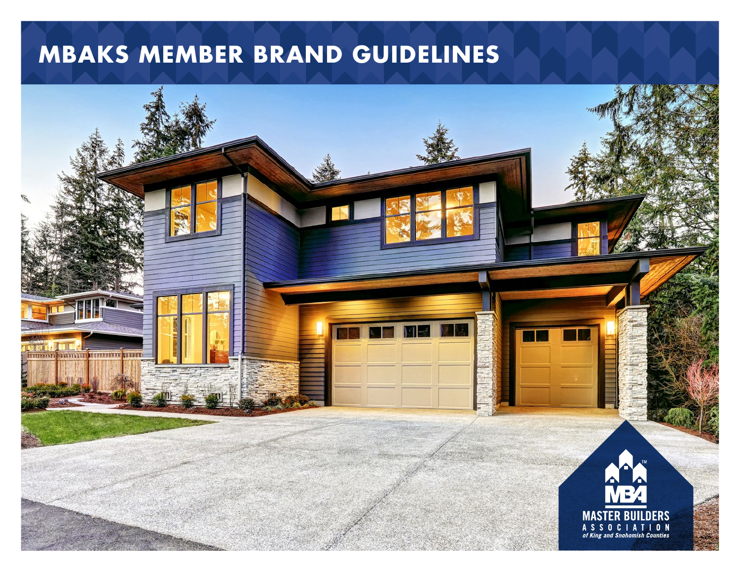# MBAKS MEMBER BRAND GUIDELINES

MBA™

MASTER BUILDERS
ASSOCIATION
*of King and Snohomish Counties*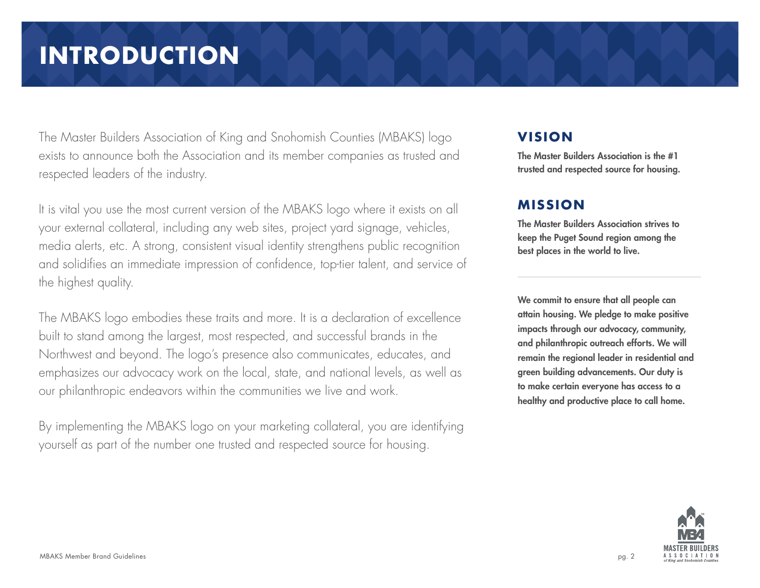# INTRODUCTION

The Master Builders Association of King and Snohomish Counties (MBAKS) logo exists to announce both the Association and its member companies as trusted and respected leaders of the industry.

It is vital you use the most current version of the MBAKS logo where it exists on all your external collateral, including any web sites, project yard signage, vehicles, media alerts, etc. A strong, consistent visual identity strengthens public recognition and solidifies an immediate impression of confidence, top-tier talent, and service of the highest quality.

The MBAKS logo embodies these traits and more. It is a declaration of excellence built to stand among the largest, most respected, and successful brands in the Northwest and beyond. The logo's presence also communicates, educates, and emphasizes our advocacy work on the local, state, and national levels, as well as our philanthropic endeavors within the communities we live and work.

By implementing the MBAKS logo on your marketing collateral, you are identifying yourself as part of the number one trusted and respected source for housing.

## VISION

**The Master Builders Association is the #1 trusted and respected source for housing.**

## MISSION

**The Master Builders Association strives to keep the Puget Sound region among the best places in the world to live.**

---

**We commit to ensure that all people can attain housing. We pledge to make positive impacts through our advocacy, community, and philanthropic outreach efforts. We will remain the regional leader in residential and green building advancements. Our duty is to make certain everyone has access to a healthy and productive place to call home.**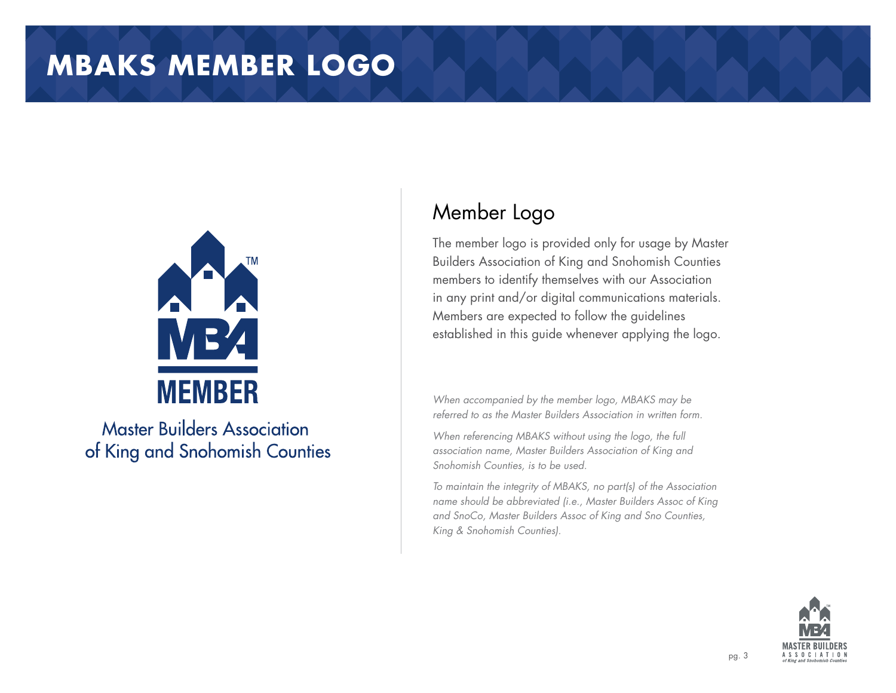# MBAKS MEMBER LOGO

MEMBER

Master Builders Association
of King and Snohomish Counties

## Member Logo

The member logo is provided only for usage by Master Builders Association of King and Snohomish Counties members to identify themselves with our Association in any print and/or digital communications materials. Members are expected to follow the guidelines established in this guide whenever applying the logo.

*When accompanied by the member logo, MBAKS may be referred to as the Master Builders Association in written form.*

*When referencing MBAKS without using the logo, the full association name, Master Builders Association of King and Snohomish Counties, is to be used.*

*To maintain the integrity of MBAKS, no part(s) of the Association name should be abbreviated (i.e., Master Builders Assoc of King and SnoCo, Master Builders Assoc of King and Sno Counties, King & Snohomish Counties).*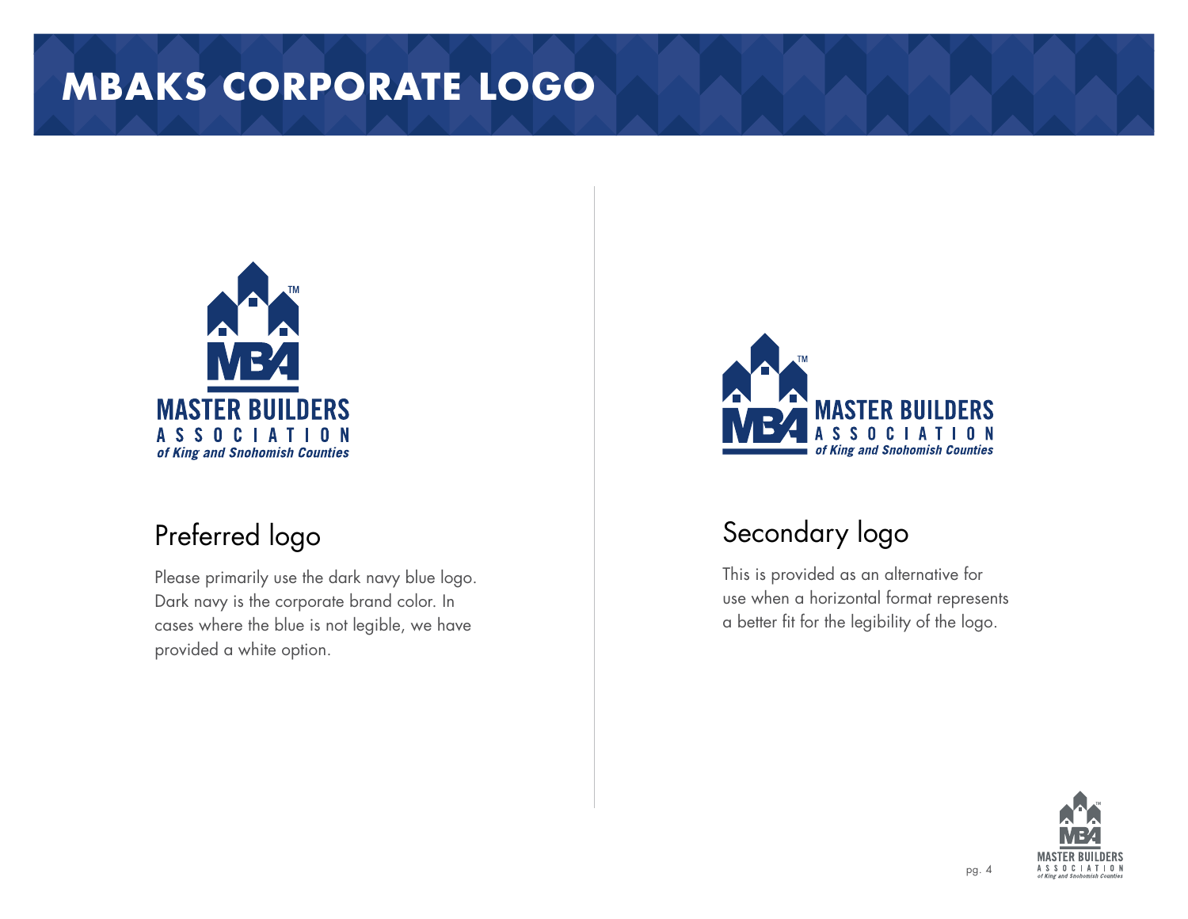# MBAKS CORPORATE LOGO

## Preferred logo

Please primarily use the dark navy blue logo. Dark navy is the corporate brand color. In cases where the blue is not legible, we have provided a white option.

## Secondary logo

This is provided as an alternative for use when a horizontal format represents a better fit for the legibility of the logo.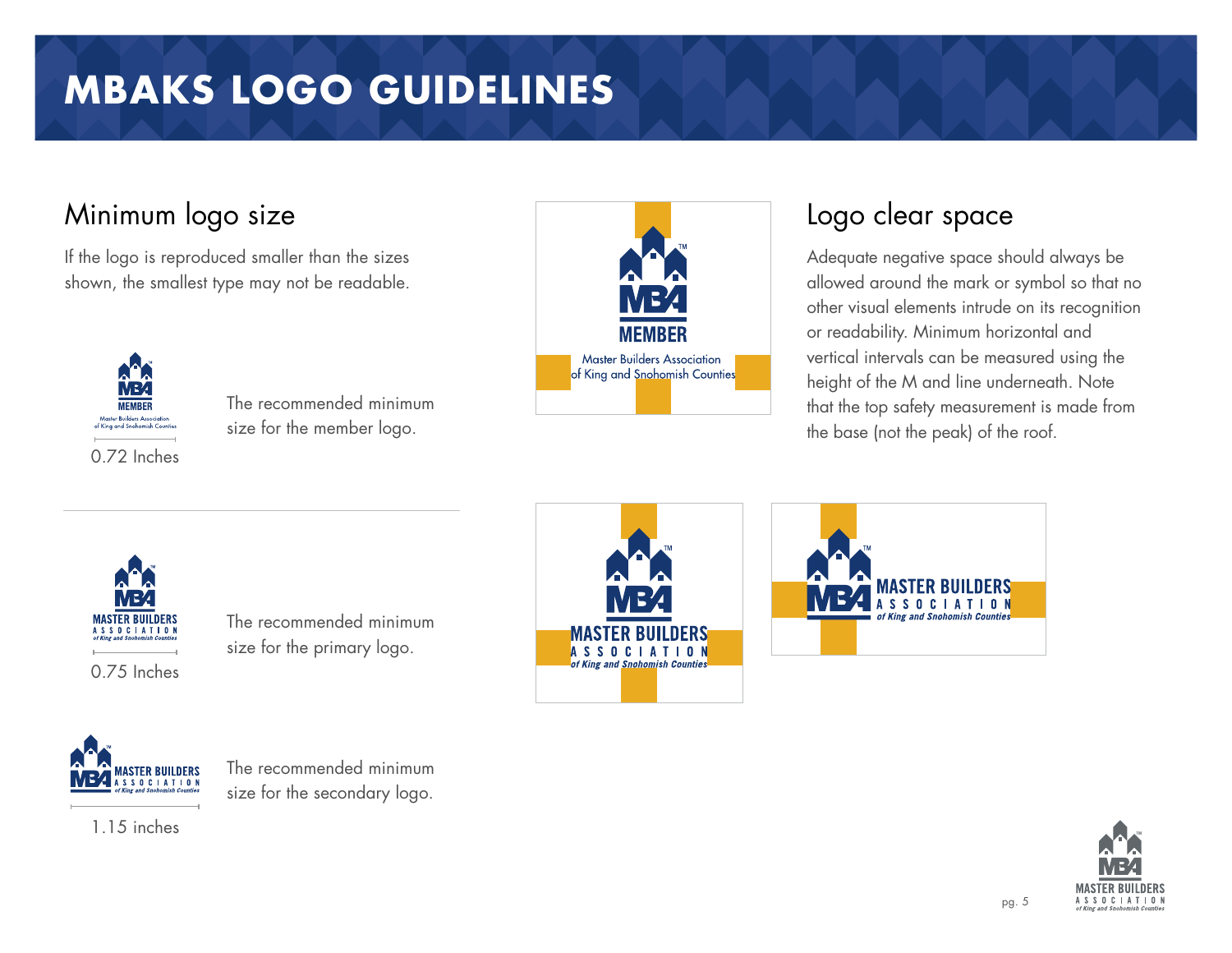# MBAKS LOGO GUIDELINES

## Minimum logo size

If the logo is reproduced smaller than the sizes shown, the smallest type may not be readable.

0.72 Inches

The recommended minimum size for the member logo.

0.75 Inches

The recommended minimum size for the primary logo.

1.15 inches

The recommended minimum size for the secondary logo.

## Logo clear space

Adequate negative space should always be allowed around the mark or symbol so that no other visual elements intrude on its recognition or readability. Minimum horizontal and vertical intervals can be measured using the height of the M and line underneath. Note that the top safety measurement is made from the base (not the peak) of the roof.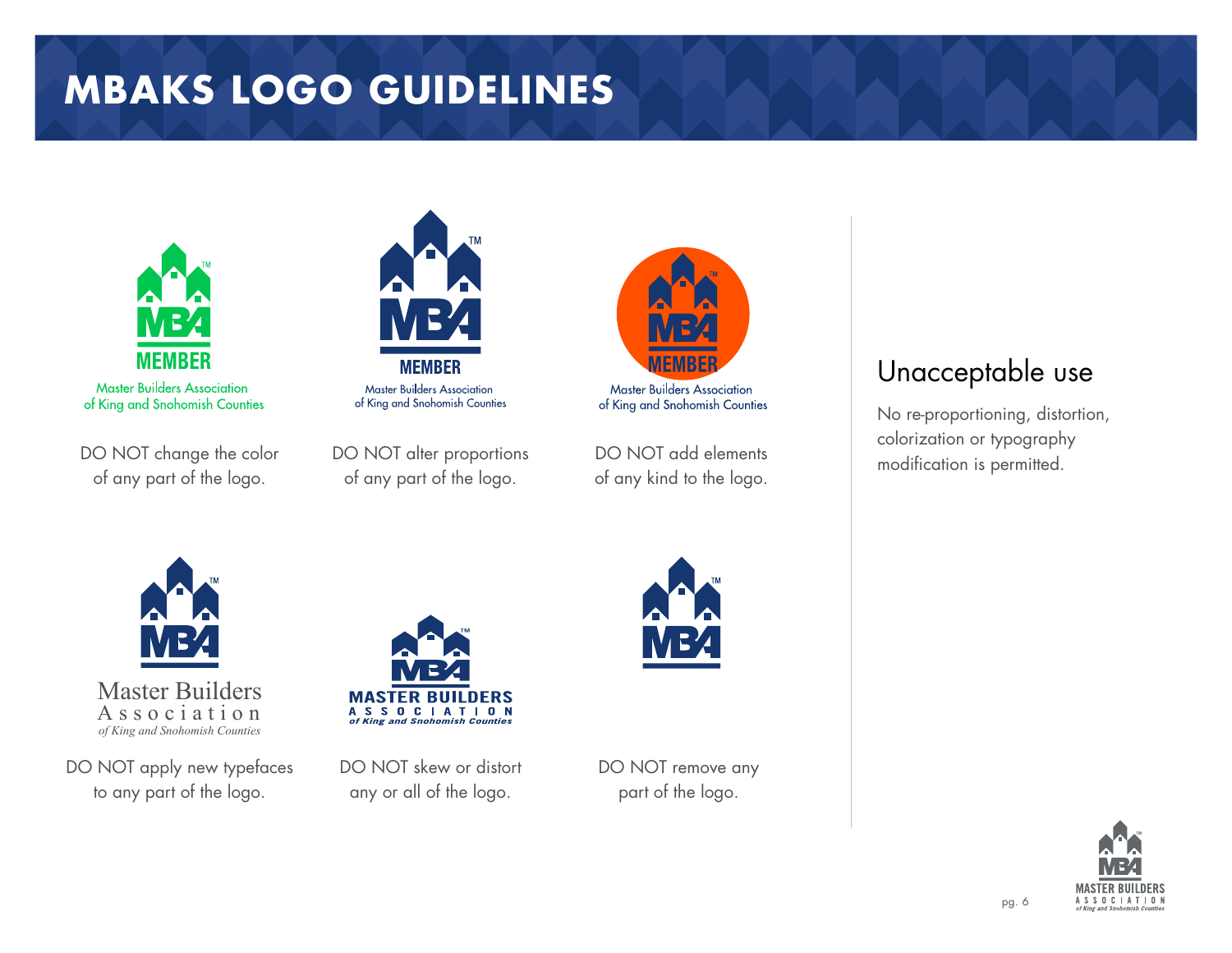# MBAKS LOGO GUIDELINES

DO NOT change the color of any part of the logo.

DO NOT alter proportions of any part of the logo.

DO NOT add elements of any kind to the logo.

DO NOT apply new typefaces to any part of the logo.

DO NOT skew or distort any or all of the logo.

DO NOT remove any part of the logo.

## Unacceptable use

No re-proportioning, distortion, colorization or typography modification is permitted.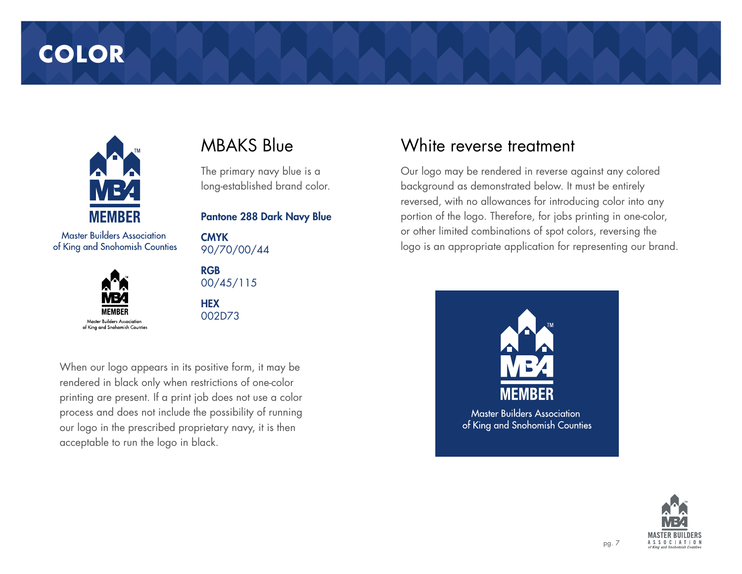# COLOR

## MBAKS Blue

The primary navy blue is a long-established brand color.

**Pantone 288 Dark Navy Blue**

**CMYK**
90/70/00/44

**RGB**
00/45/115

**HEX**
002D73

When our logo appears in its positive form, it may be rendered in black only when restrictions of one-color printing are present. If a print job does not use a color process and does not include the possibility of running our logo in the prescribed proprietary navy, it is then acceptable to run the logo in black.

## White reverse treatment

Our logo may be rendered in reverse against any colored background as demonstrated below. It must be entirely reversed, with no allowances for introducing color into any portion of the logo. Therefore, for jobs printing in one-color, or other limited combinations of spot colors, reversing the logo is an appropriate application for representing our brand.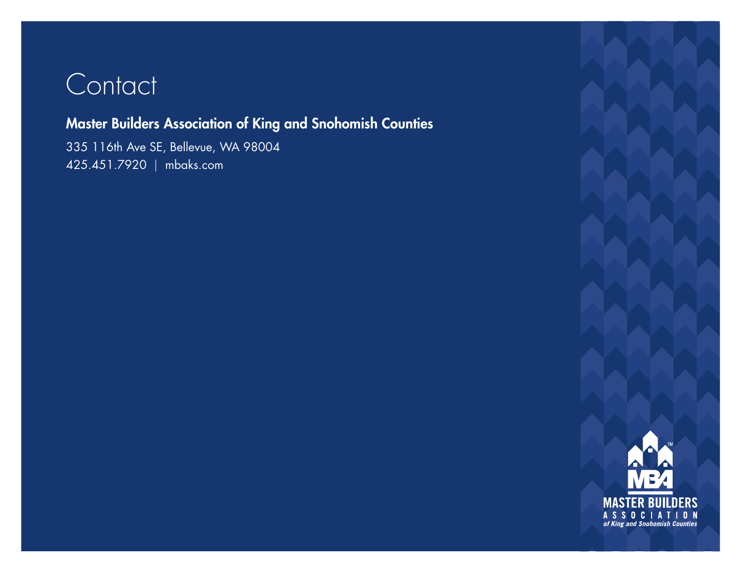# Contact

**Master Builders Association of King and Snohomish Counties**

335 116th Ave SE, Bellevue, WA 98004
425.451.7920 | mbaks.com